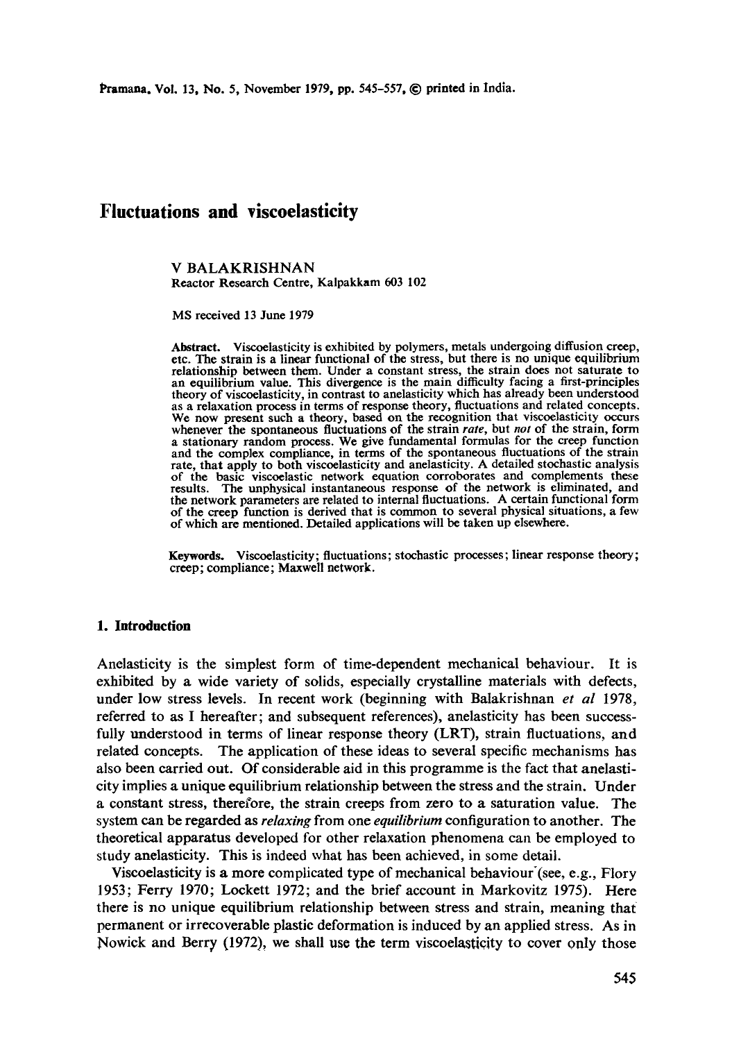# Fluctuations and viscoelasticity

V BALAKRISHNAN
Reactor Research Centre, Kalpakkam 603 102

MS received 13 June 1979

**Abstract.** Viscoelasticity is exhibited by polymers, metals undergoing diffusion creep, etc. The strain is a linear functional of the stress, but there is no unique equilibrium relationship between them. Under a constant stress, the strain does not saturate to an equilibrium value. This divergence is the main difficulty facing a first-principles theory of viscoelasticity, in contrast to anelasticity which has already been understood as a relaxation process in terms of response theory, fluctuations and related concepts. We now present such a theory, based on the recognition that viscoelasticity occurs whenever the spontaneous fluctuations of the strain *rate*, but *not* of the strain, form a stationary random process. We give fundamental formulas for the creep function and the complex compliance, in terms of the spontaneous fluctuations of the strain rate, that apply to both viscoelasticity and anelasticity. A detailed stochastic analysis of the basic viscoelastic network equation corroborates and complements these results. The unphysical instantaneous response of the network is eliminated, and the network parameters are related to internal fluctuations. A certain functional form of the creep function is derived that is common to several physical situations, a few of which are mentioned. Detailed applications will be taken up elsewhere.

**Keywords.** Viscoelasticity; fluctuations; stochastic processes; linear response theory; creep; compliance; Maxwell network.

## 1. Introduction

Anelasticity is the simplest form of time-dependent mechanical behaviour. It is exhibited by a wide variety of solids, especially crystalline materials with defects, under low stress levels. In recent work (beginning with Balakrishnan *et al* 1978, referred to as I hereafter; and subsequent references), anelasticity has been successfully understood in terms of linear response theory (LRT), strain fluctuations, and related concepts. The application of these ideas to several specific mechanisms has also been carried out. Of considerable aid in this programme is the fact that anelasticity implies a unique equilibrium relationship between the stress and the strain. Under a constant stress, therefore, the strain creeps from zero to a saturation value. The system can be regarded as *relaxing* from one *equilibrium* configuration to another. The theoretical apparatus developed for other relaxation phenomena can be employed to study anelasticity. This is indeed what has been achieved, in some detail.

Viscoelasticity is a more complicated type of mechanical behaviour (see, e.g., Flory 1953; Ferry 1970; Lockett 1972; and the brief account in Markovitz 1975). Here there is no unique equilibrium relationship between stress and strain, meaning that permanent or irrecoverable plastic deformation is induced by an applied stress. As in Nowick and Berry (1972), we shall use the term viscoelasticity to cover only those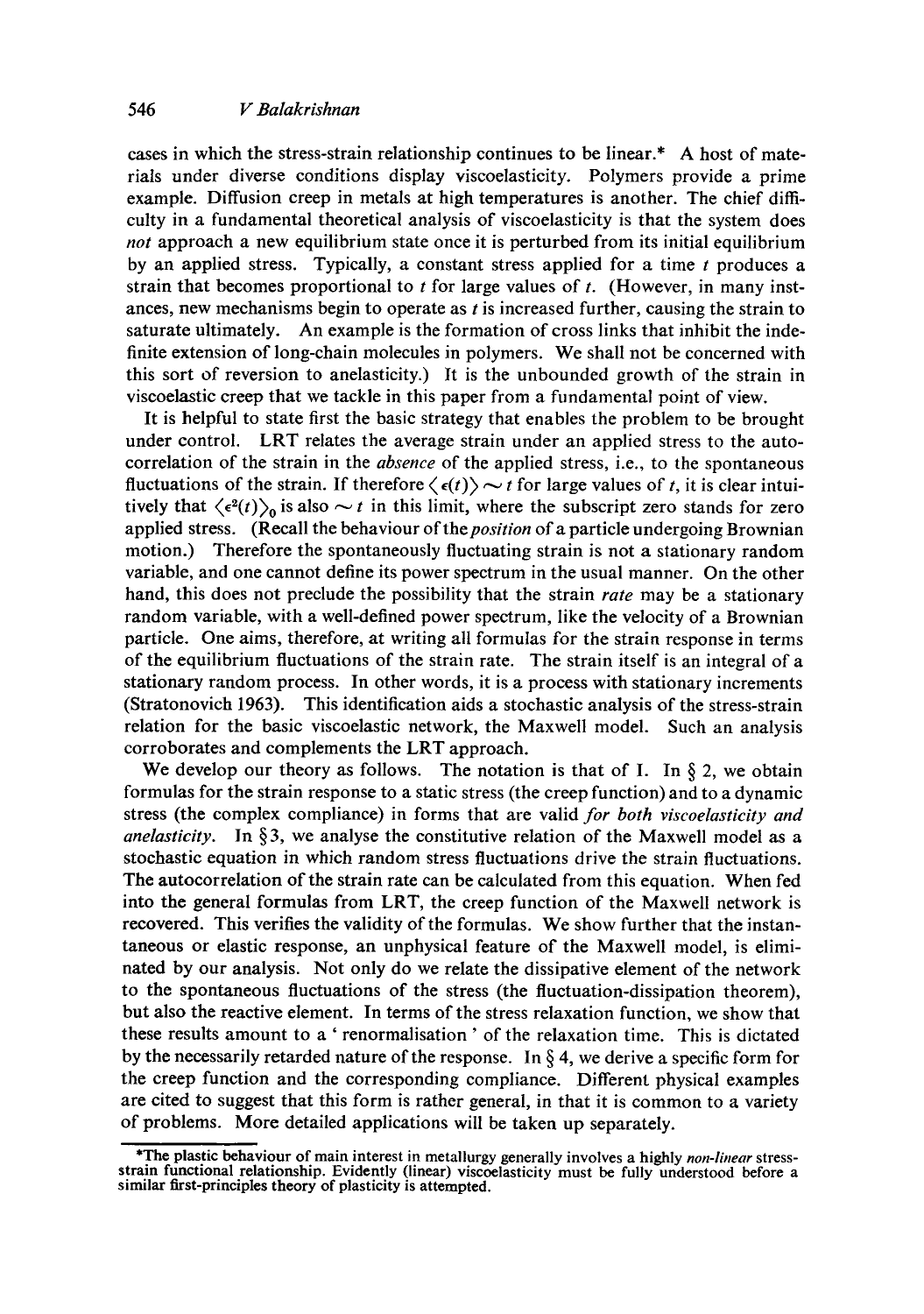cases in which the stress-strain relationship continues to be linear.* A host of materials under diverse conditions display viscoelasticity. Polymers provide a prime example. Diffusion creep in metals at high temperatures is another. The chief difficulty in a fundamental theoretical analysis of viscoelasticity is that the system does *not* approach a new equilibrium state once it is perturbed from its initial equilibrium by an applied stress. Typically, a constant stress applied for a time $t$ produces a strain that becomes proportional to $t$ for large values of $t$. (However, in many instances, new mechanisms begin to operate as $t$ is increased further, causing the strain to saturate ultimately. An example is the formation of cross links that inhibit the indefinite extension of long-chain molecules in polymers. We shall not be concerned with this sort of reversion to anelasticity.) It is the unbounded growth of the strain in viscoelastic creep that we tackle in this paper from a fundamental point of view.

It is helpful to state first the basic strategy that enables the problem to be brought under control. LRT relates the average strain under an applied stress to the autocorrelation of the strain in the *absence* of the applied stress, i.e., to the spontaneous fluctuations of the strain. If therefore $\langle \epsilon(t) \rangle \sim t$ for large values of $t$, it is clear intuitively that $\langle \epsilon^2(t) \rangle_0$ is also $\sim t$ in this limit, where the subscript zero stands for zero applied stress. (Recall the behaviour of the *position* of a particle undergoing Brownian motion.) Therefore the spontaneously fluctuating strain is not a stationary random variable, and one cannot define its power spectrum in the usual manner. On the other hand, this does not preclude the possibility that the strain *rate* may be a stationary random variable, with a well-defined power spectrum, like the velocity of a Brownian particle. One aims, therefore, at writing all formulas for the strain response in terms of the equilibrium fluctuations of the strain rate. The strain itself is an integral of a stationary random process. In other words, it is a process with stationary increments (Stratonovich 1963). This identification aids a stochastic analysis of the stress-strain relation for the basic viscoelastic network, the Maxwell model. Such an analysis corroborates and complements the LRT approach.

We develop our theory as follows. The notation is that of I. In § 2, we obtain formulas for the strain response to a static stress (the creep function) and to a dynamic stress (the complex compliance) in forms that are valid *for both viscoelasticity and anelasticity*. In § 3, we analyse the constitutive relation of the Maxwell model as a stochastic equation in which random stress fluctuations drive the strain fluctuations. The autocorrelation of the strain rate can be calculated from this equation. When fed into the general formulas from LRT, the creep function of the Maxwell network is recovered. This verifies the validity of the formulas. We show further that the instantaneous or elastic response, an unphysical feature of the Maxwell model, is eliminated by our analysis. Not only do we relate the dissipative element of the network to the spontaneous fluctuations of the stress (the fluctuation-dissipation theorem), but also the reactive element. In terms of the stress relaxation function, we show that these results amount to a 'renormalisation' of the relaxation time. This is dictated by the necessarily retarded nature of the response. In § 4, we derive a specific form for the creep function and the corresponding compliance. Different physical examples are cited to suggest that this form is rather general, in that it is common to a variety of problems. More detailed applications will be taken up separately.

*The plastic behaviour of main interest in metallurgy generally involves a highly *non-linear* stress-strain functional relationship. Evidently (linear) viscoelasticity must be fully understood before a similar first-principles theory of plasticity is attempted.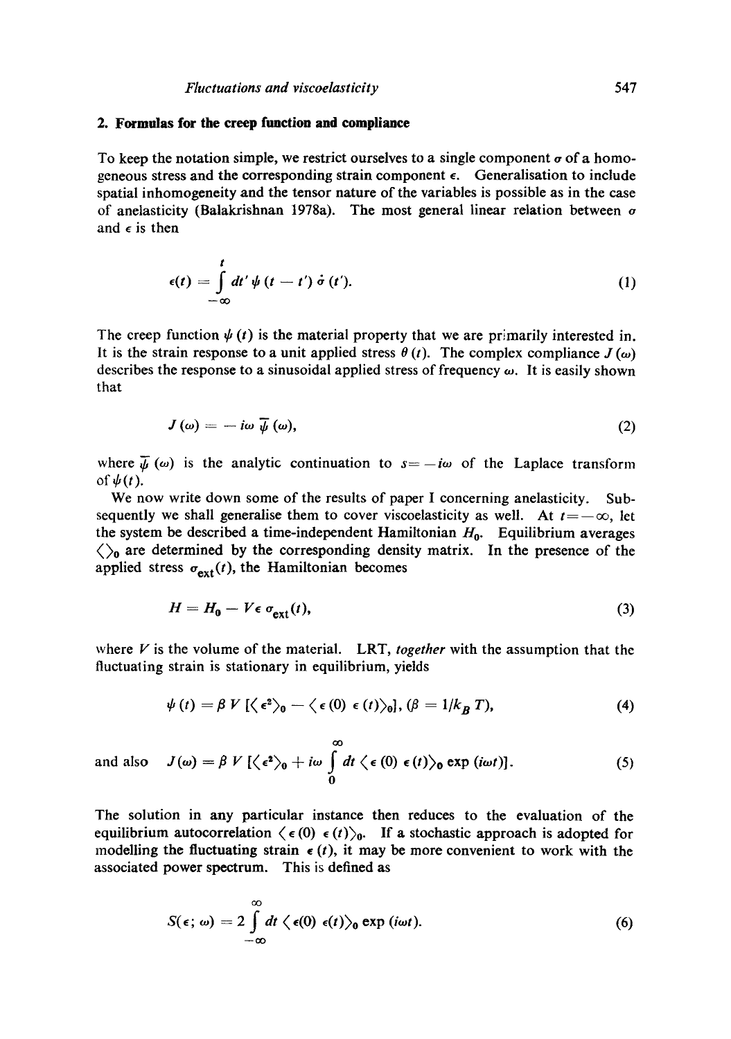## 2. Formulas for the creep function and compliance

To keep the notation simple, we restrict ourselves to a single component $\sigma$ of a homogeneous stress and the corresponding strain component $\epsilon$. Generalisation to include spatial inhomogeneity and the tensor nature of the variables is possible as in the case of anelasticity (Balakrishnan 1978a). The most general linear relation between $\sigma$ and $\epsilon$ is then

$$\epsilon(t) = \int_{-\infty}^{t} dt' \, \psi(t - t') \, \dot{\sigma}(t'). \tag{1}$$

The creep function $\psi(t)$ is the material property that we are primarily interested in. It is the strain response to a unit applied stress $\theta(t)$. The complex compliance $J(\omega)$ describes the response to a sinusoidal applied stress of frequency $\omega$. It is easily shown that

$$J(\omega) = -i\omega \, \overline{\psi}(\omega), \tag{2}$$

where $\overline{\psi}(\omega)$ is the analytic continuation to $s = -i\omega$ of the Laplace transform of $\psi(t)$.

We now write down some of the results of paper I concerning anelasticity. Subsequently we shall generalise them to cover viscoelasticity as well. At $t = -\infty$, let the system be described a time-independent Hamiltonian $H_0$. Equilibrium averages $\langle \rangle_0$ are determined by the corresponding density matrix. In the presence of the applied stress $\sigma_{\text{ext}}(t)$, the Hamiltonian becomes

$$H = H_0 - V\epsilon \, \sigma_{\text{ext}}(t), \tag{3}$$

where $V$ is the volume of the material. LRT, *together* with the assumption that the fluctuating strain is stationary in equilibrium, yields

$$\psi(t) = \beta V \left[ \langle \epsilon^2 \rangle_0 - \langle \epsilon(0) \, \epsilon(t) \rangle_0 \right], \; (\beta = 1/k_B T), \tag{4}$$

and also

$$J(\omega) = \beta V \left[ \langle \epsilon^2 \rangle_0 + i\omega \int_0^{\infty} dt \, \langle \epsilon(0) \, \epsilon(t) \rangle_0 \exp(i\omega t) \right]. \tag{5}$$

The solution in any particular instance then reduces to the evaluation of the equilibrium autocorrelation $\langle \epsilon(0) \, \epsilon(t) \rangle_0$. If a stochastic approach is adopted for modelling the fluctuating strain $\epsilon(t)$, it may be more convenient to work with the associated power spectrum. This is defined as

$$S(\epsilon; \omega) = 2 \int_{-\infty}^{\infty} dt \, \langle \epsilon(0) \, \epsilon(t) \rangle_0 \exp(i\omega t). \tag{6}$$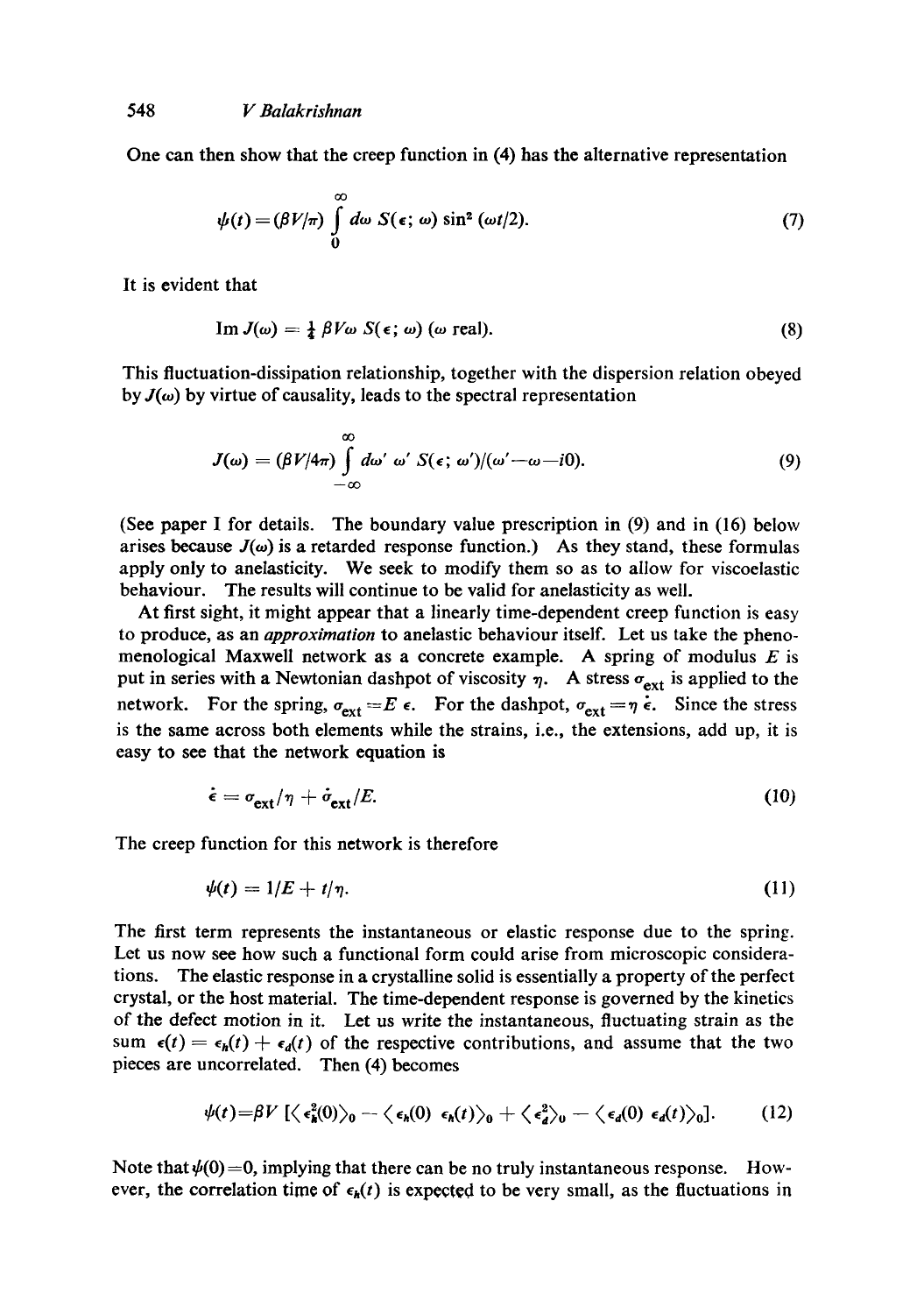One can then show that the creep function in (4) has the alternative representation

$$\psi(t) = (\beta V/\pi) \int_0^\infty d\omega \; S(\epsilon; \omega) \sin^2 (\omega t/2). \tag{7}$$

It is evident that

$$\text{Im}\, J(\omega) = \tfrac{1}{4}\, \beta V \omega \; S(\epsilon; \omega) \; (\omega \text{ real}). \tag{8}$$

This fluctuation-dissipation relationship, together with the dispersion relation obeyed by $J(\omega)$ by virtue of causality, leads to the spectral representation

$$J(\omega) = (\beta V/4\pi) \int_{-\infty}^{\infty} d\omega' \; \omega' \; S(\epsilon; \omega')/(\omega' - \omega - i0). \tag{9}$$

(See paper I for details. The boundary value prescription in (9) and in (16) below arises because $J(\omega)$ is a retarded response function.) As they stand, these formulas apply only to anelasticity. We seek to modify them so as to allow for viscoelastic behaviour. The results will continue to be valid for anelasticity as well.

At first sight, it might appear that a linearly time-dependent creep function is easy to produce, as an *approximation* to anelastic behaviour itself. Let us take the phenomenological Maxwell network as a concrete example. A spring of modulus $E$ is put in series with a Newtonian dashpot of viscosity $\eta$. A stress $\sigma_{\text{ext}}$ is applied to the network. For the spring, $\sigma_{\text{ext}} = E\, \epsilon$. For the dashpot, $\sigma_{\text{ext}} = \eta\, \dot{\epsilon}$. Since the stress is the same across both elements while the strains, i.e., the extensions, add up, it is easy to see that the network equation is

$$\dot{\epsilon} = \sigma_{\text{ext}}/\eta + \dot{\sigma}_{\text{ext}}/E. \tag{10}$$

The creep function for this network is therefore

$$\psi(t) = 1/E + t/\eta. \tag{11}$$

The first term represents the instantaneous or elastic response due to the spring. Let us now see how such a functional form could arise from microscopic considerations. The elastic response in a crystalline solid is essentially a property of the perfect crystal, or the host material. The time-dependent response is governed by the kinetics of the defect motion in it. Let us write the instantaneous, fluctuating strain as the sum $\epsilon(t) = \epsilon_h(t) + \epsilon_d(t)$ of the respective contributions, and assume that the two pieces are uncorrelated. Then (4) becomes

$$\psi(t) = \beta V \left[ \langle \epsilon_h^2(0) \rangle_0 - \langle \epsilon_h(0)\; \epsilon_h(t) \rangle_0 + \langle \epsilon_d^2 \rangle_0 - \langle \epsilon_d(0)\; \epsilon_d(t) \rangle_0 \right]. \tag{12}$$

Note that $\psi(0) = 0$, implying that there can be no truly instantaneous response. However, the correlation time of $\epsilon_h(t)$ is expected to be very small, as the fluctuations in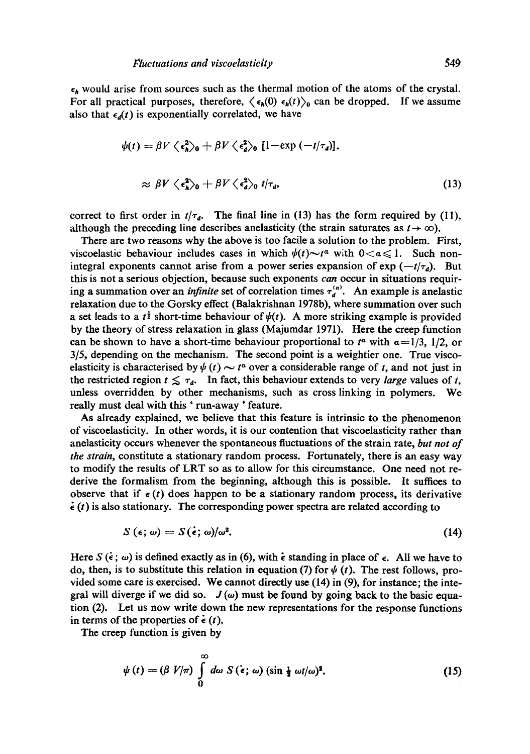$\epsilon_h$ would arise from sources such as the thermal motion of the atoms of the crystal. For all practical purposes, therefore, $\langle \epsilon_h(0)\, \epsilon_h(t)\rangle_0$ can be dropped. If we assume also that $\epsilon_d(t)$ is exponentially correlated, we have

$$\psi(t) = \beta V \langle \epsilon_h^2 \rangle_0 + \beta V \langle \epsilon_d^2 \rangle_0 \left[1 - \exp\left(-t/\tau_d\right)\right],$$

$$\approx \beta V \langle \epsilon_h^2 \rangle_0 + \beta V \langle \epsilon_d^2 \rangle_0\, t/\tau_d, \tag{13}$$

correct to first order in $t/\tau_d$. The final line in (13) has the form required by (11), although the preceding line describes anelasticity (the strain saturates as $t \to \infty$).

There are two reasons why the above is too facile a solution to the problem. First, viscoelastic behaviour includes cases in which $\psi(t) \sim t^\alpha$ with $0 < \alpha \leqslant 1$. Such non-integral exponents cannot arise from a power series expansion of $\exp(-t/\tau_d)$. But this is not a serious objection, because such exponents *can* occur in situations requiring a summation over an *infinite* set of correlation times $\tau_d^{(n)}$. An example is anelastic relaxation due to the Gorsky effect (Balakrishnan 1978b), where summation over such a set leads to a $t^{\frac{1}{2}}$ short-time behaviour of $\psi(t)$. A more striking example is provided by the theory of stress relaxation in glass (Majumdar 1971). Here the creep function can be shown to have a short-time behaviour proportional to $t^\alpha$ with $\alpha = 1/3$, $1/2$, or $3/5$, depending on the mechanism. The second point is a weightier one. True viscoelasticity is characterised by $\psi(t) \sim t^\alpha$ over a considerable range of $t$, and not just in the restricted region $t \lesssim \tau_d$. In fact, this behaviour extends to very *large* values of $t$, unless overridden by other mechanisms, such as cross linking in polymers. We really must deal with this 'run-away' feature.

As already explained, we believe that this feature is intrinsic to the phenomenon of viscoelasticity. In other words, it is our contention that viscoelasticity rather than anelasticity occurs whenever the spontaneous fluctuations of the strain rate, *but not of the strain*, constitute a stationary random process. Fortunately, there is an easy way to modify the results of LRT so as to allow for this circumstance. One need not re-derive the formalism from the beginning, although this is possible. It suffices to observe that if $\epsilon(t)$ does happen to be a stationary random process, its derivative $\dot{\epsilon}(t)$ is also stationary. The corresponding power spectra are related according to

$$S(\epsilon;\, \omega) = S(\dot{\epsilon};\, \omega)/\omega^2. \tag{14}$$

Here $S(\dot{\epsilon};\, \omega)$ is defined exactly as in (6), with $\dot{\epsilon}$ standing in place of $\epsilon$. All we have to do, then, is to substitute this relation in equation (7) for $\psi(t)$. The rest follows, provided some care is exercised. We cannot directly use (14) in (9), for instance; the integral will diverge if we did so. $J(\omega)$ must be found by going back to the basic equation (2). Let us now write down the new representations for the response functions in terms of the properties of $\dot{\epsilon}(t)$.

The creep function is given by

$$\psi(t) = (\beta V/\pi) \int_0^\infty d\omega\, S(\dot{\epsilon};\, \omega)\, (\sin \tfrac{1}{2}\omega t/\omega)^2. \tag{15}$$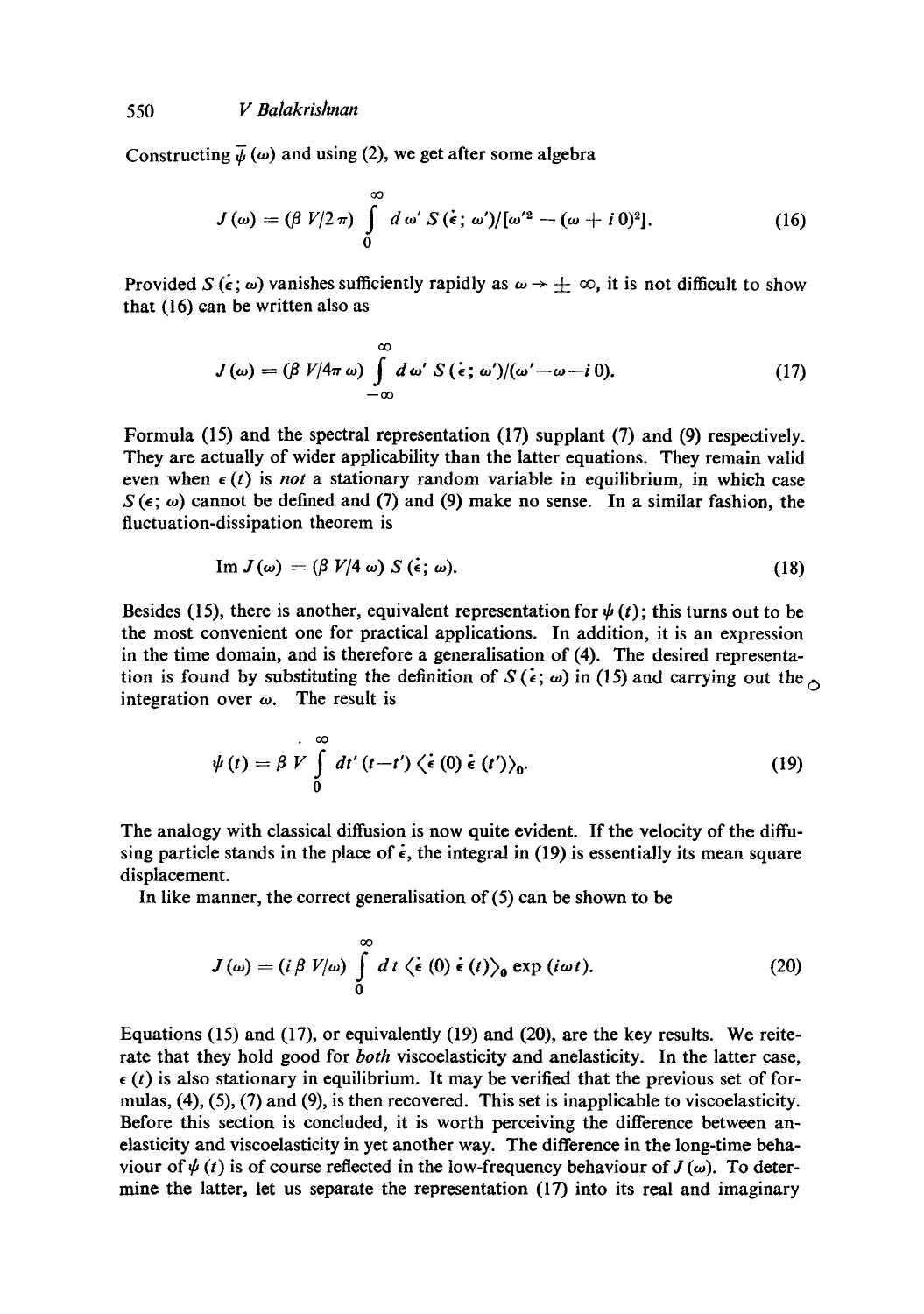Constructing $\bar{\psi}(\omega)$ and using (2), we get after some algebra

$$J(\omega) = (\beta V/2\pi) \int_0^\infty d\omega' \, S(\dot{\epsilon};\omega')/[\omega'^2 - (\omega + i0)^2]. \tag{16}$$

Provided $S(\dot{\epsilon};\omega)$ vanishes sufficiently rapidly as $\omega \to \pm\infty$, it is not difficult to show that (16) can be written also as

$$J(\omega) = (\beta V/4\pi\omega) \int_{-\infty}^{\infty} d\omega' \, S(\dot{\epsilon};\omega')/(\omega' - \omega - i0). \tag{17}$$

Formula (15) and the spectral representation (17) supplant (7) and (9) respectively. They are actually of wider applicability than the latter equations. They remain valid even when $\epsilon(t)$ is *not* a stationary random variable in equilibrium, in which case $S(\epsilon;\omega)$ cannot be defined and (7) and (9) make no sense. In a similar fashion, the fluctuation-dissipation theorem is

$$\text{Im}\, J(\omega) = (\beta V/4\omega) \, S(\dot{\epsilon};\omega). \tag{18}$$

Besides (15), there is another, equivalent representation for $\psi(t)$; this turns out to be the most convenient one for practical applications. In addition, it is an expression in the time domain, and is therefore a generalisation of (4). The desired representation is found by substituting the definition of $S(\dot{\epsilon};\omega)$ in (15) and carrying out the integration over $\omega$. The result is

$$\psi(t) = \beta V \int_0^\infty dt' \, (t - t') \, \langle \dot{\epsilon}(0) \, \dot{\epsilon}(t') \rangle_0. \tag{19}$$

The analogy with classical diffusion is now quite evident. If the velocity of the diffusing particle stands in the place of $\dot{\epsilon}$, the integral in (19) is essentially its mean square displacement.

In like manner, the correct generalisation of (5) can be shown to be

$$J(\omega) = (i\beta V/\omega) \int_0^\infty dt \, \langle \dot{\epsilon}(0) \, \dot{\epsilon}(t) \rangle_0 \exp(i\omega t). \tag{20}$$

Equations (15) and (17), or equivalently (19) and (20), are the key results. We reiterate that they hold good for *both* viscoelasticity and anelasticity. In the latter case, $\epsilon(t)$ is also stationary in equilibrium. It may be verified that the previous set of formulas, (4), (5), (7) and (9), is then recovered. This set is inapplicable to viscoelasticity. Before this section is concluded, it is worth perceiving the difference between anelasticity and viscoelasticity in yet another way. The difference in the long-time behaviour of $\psi(t)$ is of course reflected in the low-frequency behaviour of $J(\omega)$. To determine the latter, let us separate the representation (17) into its real and imaginary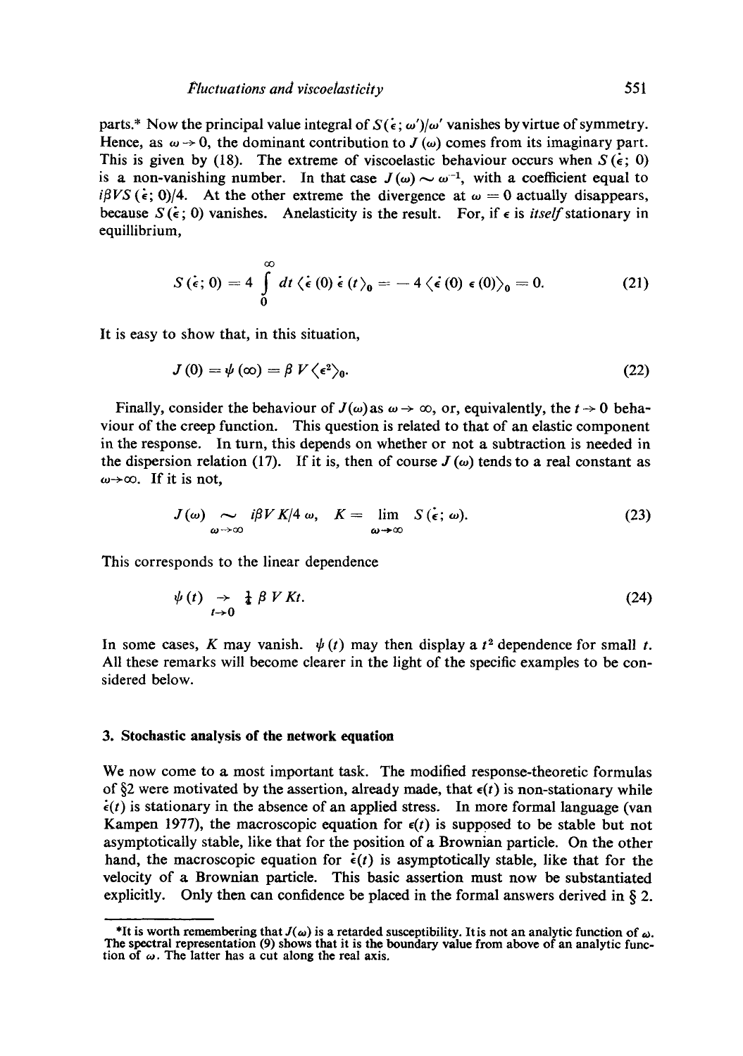parts.* Now the principal value integral of $S(\dot{\epsilon};\omega')/\omega'$ vanishes by virtue of symmetry. Hence, as $\omega \to 0$, the dominant contribution to $J(\omega)$ comes from its imaginary part. This is given by (18). The extreme of viscoelastic behaviour occurs when $S(\dot{\epsilon};0)$ is a non-vanishing number. In that case $J(\omega) \sim \omega^{-1}$, with a coefficient equal to $i\beta VS(\dot{\epsilon};0)/4$. At the other extreme the divergence at $\omega = 0$ actually disappears, because $S(\dot{\epsilon};0)$ vanishes. Anelasticity is the result. For, if $\epsilon$ is *itself* stationary in equillibrium,

$$S(\dot{\epsilon};0) = 4 \int_0^\infty dt \langle \dot{\epsilon}(0)\,\dot{\epsilon}(t)\rangle_0 = -4\langle \dot{\epsilon}(0)\,\epsilon(0)\rangle_0 = 0. \tag{21}$$

It is easy to show that, in this situation,

$$J(0) = \psi(\infty) = \beta V \langle \epsilon^2 \rangle_0. \tag{22}$$

Finally, consider the behaviour of $J(\omega)$ as $\omega \to \infty$, or, equivalently, the $t \to 0$ behaviour of the creep function. This question is related to that of an elastic component in the response. In turn, this depends on whether or not a subtraction is needed in the dispersion relation (17). If it is, then of course $J(\omega)$ tends to a real constant as $\omega \to \infty$. If it is not,

$$J(\omega) \underset{\omega \to \infty}{\sim} i\beta VK/4\,\omega, \quad K = \lim_{\omega \to \infty} S(\dot{\epsilon};\omega). \tag{23}$$

This corresponds to the linear dependence

$$\psi(t) \underset{t \to 0}{\to} \tfrac{1}{4}\beta VKt. \tag{24}$$

In some cases, $K$ may vanish. $\psi(t)$ may then display a $t^2$ dependence for small $t$. All these remarks will become clearer in the light of the specific examples to be considered below.

### 3. Stochastic analysis of the network equation

We now come to a most important task. The modified response-theoretic formulas of §2 were motivated by the assertion, already made, that $\epsilon(t)$ is non-stationary while $\dot{\epsilon}(t)$ is stationary in the absence of an applied stress. In more formal language (van Kampen 1977), the macroscopic equation for $\epsilon(t)$ is supposed to be stable but not asymptotically stable, like that for the position of a Brownian particle. On the other hand, the macroscopic equation for $\dot{\epsilon}(t)$ is asymptotically stable, like that for the velocity of a Brownian particle. This basic assertion must now be substantiated explicitly. Only then can confidence be placed in the formal answers derived in § 2.

---

*It is worth remembering that $J(\omega)$ is a retarded susceptibility. It is not an analytic function of $\omega$. The spectral representation (9) shows that it is the boundary value from above of an analytic function of $\omega$. The latter has a cut along the real axis.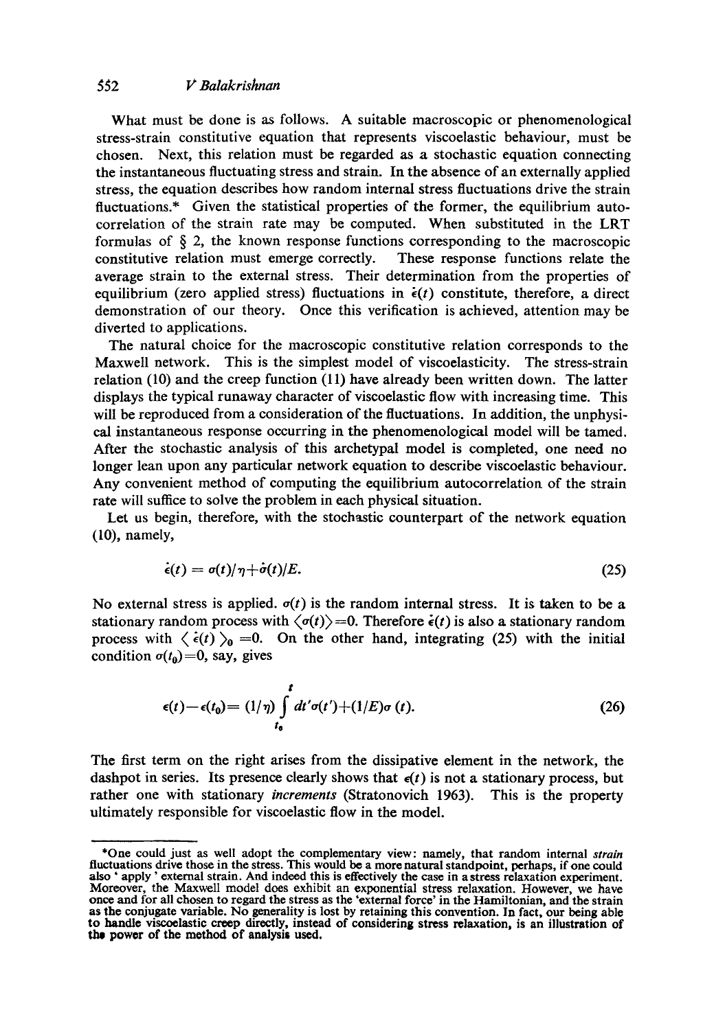What must be done is as follows. A suitable macroscopic or phenomenological stress-strain constitutive equation that represents viscoelastic behaviour, must be chosen. Next, this relation must be regarded as a stochastic equation connecting the instantaneous fluctuating stress and strain. In the absence of an externally applied stress, the equation describes how random internal stress fluctuations drive the strain fluctuations.* Given the statistical properties of the former, the equilibrium autocorrelation of the strain rate may be computed. When substituted in the LRT formulas of § 2, the known response functions corresponding to the macroscopic constitutive relation must emerge correctly. These response functions relate the average strain to the external stress. Their determination from the properties of equilibrium (zero applied stress) fluctuations in $\dot{\epsilon}(t)$ constitute, therefore, a direct demonstration of our theory. Once this verification is achieved, attention may be diverted to applications.

The natural choice for the macroscopic constitutive relation corresponds to the Maxwell network. This is the simplest model of viscoelasticity. The stress-strain relation (10) and the creep function (11) have already been written down. The latter displays the typical runaway character of viscoelastic flow with increasing time. This will be reproduced from a consideration of the fluctuations. In addition, the unphysical instantaneous response occurring in the phenomenological model will be tamed. After the stochastic analysis of this archetypal model is completed, one need no longer lean upon any particular network equation to describe viscoelastic behaviour. Any convenient method of computing the equilibrium autocorrelation of the strain rate will suffice to solve the problem in each physical situation.

Let us begin, therefore, with the stochastic counterpart of the network equation (10), namely,

$$\dot{\epsilon}(t) = \sigma(t)/\eta + \dot{\sigma}(t)/E. \tag{25}$$

No external stress is applied. $\sigma(t)$ is the random internal stress. It is taken to be a stationary random process with $\langle \sigma(t) \rangle = 0$. Therefore $\dot{\epsilon}(t)$ is also a stationary random process with $\langle \dot{\epsilon}(t) \rangle_0 = 0$. On the other hand, integrating (25) with the initial condition $\sigma(t_0) = 0$, say, gives

$$\epsilon(t) - \epsilon(t_0) = (1/\eta) \int_{t_0}^{t} dt' \sigma(t') + (1/E) \sigma(t). \tag{26}$$

The first term on the right arises from the dissipative element in the network, the dashpot in series. Its presence clearly shows that $\epsilon(t)$ is not a stationary process, but rather one with stationary *increments* (Stratonovich 1963). This is the property ultimately responsible for viscoelastic flow in the model.

---

*One could just as well adopt the complementary view: namely, that random internal *strain* fluctuations drive those in the stress. This would be a more natural standpoint, perhaps, if one could also 'apply' external strain. And indeed this is effectively the case in a stress relaxation experiment. Moreover, the Maxwell model does exhibit an exponential stress relaxation. However, we have once and for all chosen to regard the stress as the 'external force' in the Hamiltonian, and the strain as the conjugate variable. No generality is lost by retaining this convention. In fact, our being able to handle viscoelastic creep directly, instead of considering stress relaxation, is an illustration of the power of the method of analysis used.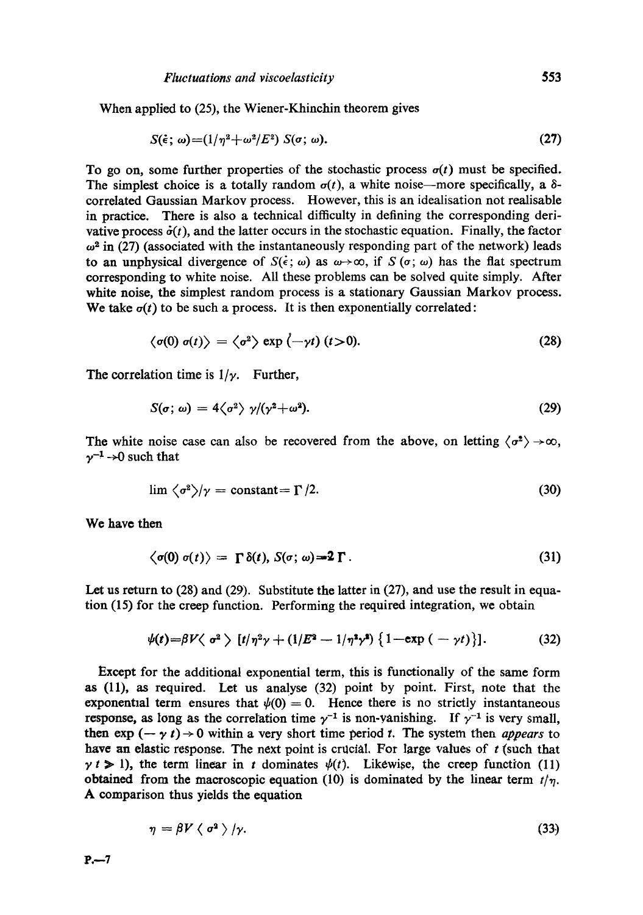When applied to (25), the Wiener-Khinchin theorem gives

$$S(\dot{\epsilon};\, \omega) = (1/\eta^2 + \omega^2/E^2)\, S(\sigma;\, \omega). \tag{27}$$

To go on, some further properties of the stochastic process $\sigma(t)$ must be specified. The simplest choice is a totally random $\sigma(t)$, a white noise—more specifically, a $\delta$-correlated Gaussian Markov process. However, this is an idealisation not realisable in practice. There is also a technical difficulty in defining the corresponding derivative process $\dot{\sigma}(t)$, and the latter occurs in the stochastic equation. Finally, the factor $\omega^2$ in (27) (associated with the instantaneously responding part of the network) leads to an unphysical divergence of $S(\dot{\epsilon};\, \omega)$ as $\omega \to \infty$, if $S(\sigma;\, \omega)$ has the flat spectrum corresponding to white noise. All these problems can be solved quite simply. After white noise, the simplest random process is a stationary Gaussian Markov process. We take $\sigma(t)$ to be such a process. It is then exponentially correlated:

$$\langle \sigma(0)\, \sigma(t) \rangle = \langle \sigma^2 \rangle \exp(-\gamma t)\ (t > 0). \tag{28}$$

The correlation time is $1/\gamma$. Further,

$$S(\sigma;\, \omega) = 4 \langle \sigma^2 \rangle\, \gamma/(\gamma^2 + \omega^2). \tag{29}$$

The white noise case can also be recovered from the above, on letting $\langle \sigma^2 \rangle \to \infty$, $\gamma^{-1} \to 0$ such that

$$\lim \langle \sigma^2 \rangle / \gamma = \text{constant} = \Gamma/2. \tag{30}$$

We have then

$$\langle \sigma(0)\, \sigma(t) \rangle = \Gamma\, \delta(t),\ S(\sigma;\, \omega) = 2\,\Gamma. \tag{31}$$

Let us return to (28) and (29). Substitute the latter in (27), and use the result in equation (15) for the creep function. Performing the required integration, we obtain

$$\psi(t) = \beta V \langle \sigma^2 \rangle\, [t/\eta^2 \gamma + (1/E^2 - 1/\eta^2 \gamma^2)\, \{1 - \exp(-\gamma t)\}]. \tag{32}$$

Except for the additional exponential term, this is functionally of the same form as (11), as required. Let us analyse (32) point by point. First, note that the exponential term ensures that $\psi(0) = 0$. Hence there is no strictly instantaneous response, as long as the correlation time $\gamma^{-1}$ is non-vanishing. If $\gamma^{-1}$ is very small, then $\exp(-\gamma t) \to 0$ within a very short time period $t$. The system then *appears* to have an elastic response. The next point is crucial. For large values of $t$ (such that $\gamma t \gg 1$), the term linear in $t$ dominates $\psi(t)$. Likewise, the creep function (11) obtained from the macroscopic equation (10) is dominated by the linear term $t/\eta$. A comparison thus yields the equation

$$\eta = \beta V \langle \sigma^2 \rangle / \gamma. \tag{33}$$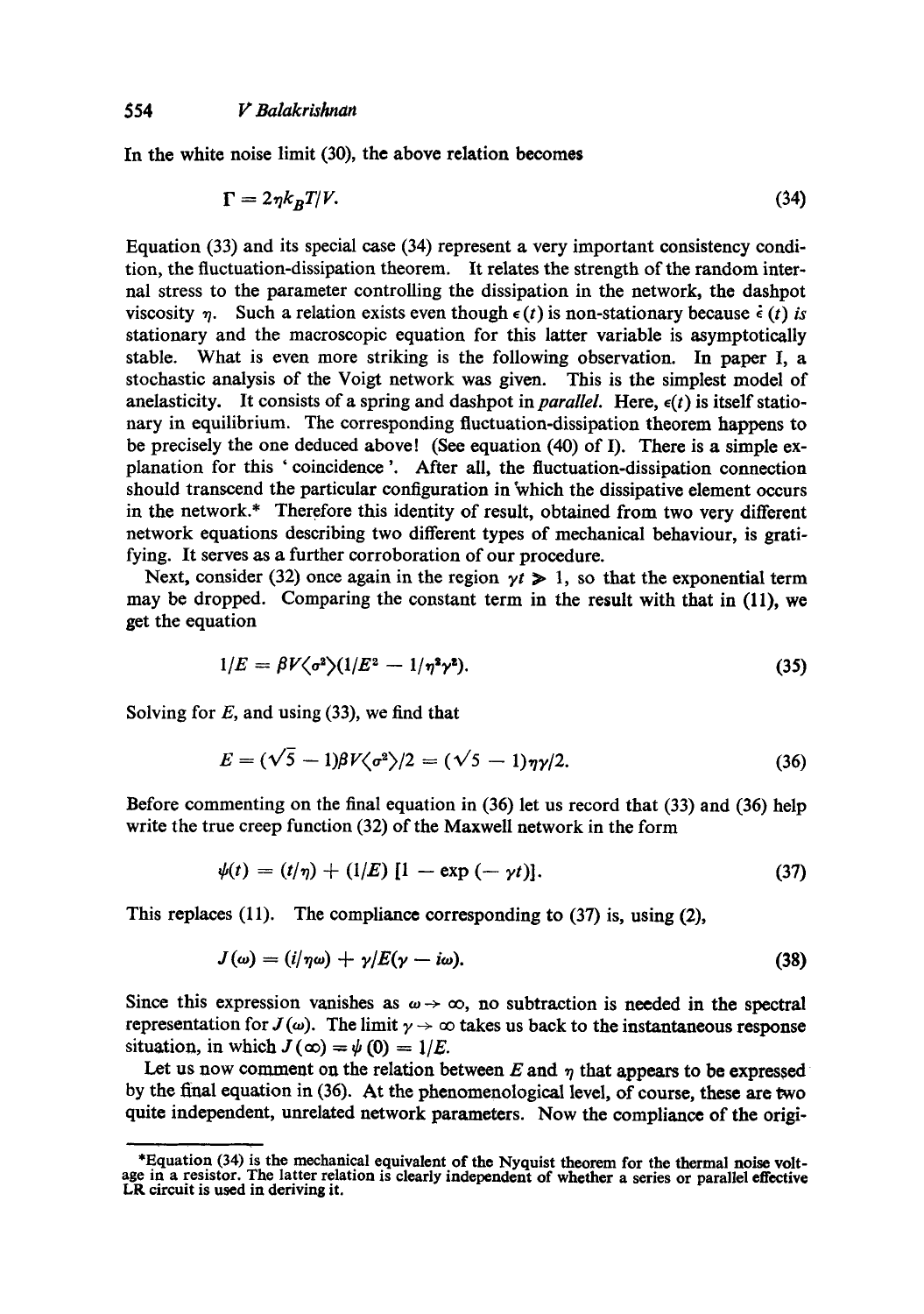In the white noise limit (30), the above relation becomes

$$\Gamma = 2\eta k_B T/V. \tag{34}$$

Equation (33) and its special case (34) represent a very important consistency condition, the fluctuation-dissipation theorem. It relates the strength of the random internal stress to the parameter controlling the dissipation in the network, the dashpot viscosity $\eta$. Such a relation exists even though $\epsilon(t)$ is non-stationary because $\dot{\epsilon}(t)$ *is* stationary and the macroscopic equation for this latter variable is asymptotically stable. What is even more striking is the following observation. In paper I, a stochastic analysis of the Voigt network was given. This is the simplest model of anelasticity. It consists of a spring and dashpot in *parallel*. Here, $\epsilon(t)$ is itself stationary in equilibrium. The corresponding fluctuation-dissipation theorem happens to be precisely the one deduced above! (See equation (40) of I). There is a simple explanation for this 'coincidence'. After all, the fluctuation-dissipation connection should transcend the particular configuration in which the dissipative element occurs in the network.* Therefore this identity of result, obtained from two very different network equations describing two different types of mechanical behaviour, is gratifying. It serves as a further corroboration of our procedure.

Next, consider (32) once again in the region $\gamma t \gg 1$, so that the exponential term may be dropped. Comparing the constant term in the result with that in (11), we get the equation

$$1/E = \beta V\langle\sigma^2\rangle(1/E^2 - 1/\eta^2\gamma^2). \tag{35}$$

Solving for $E$, and using (33), we find that

$$E = (\sqrt{5} - 1)\beta V\langle\sigma^2\rangle/2 = (\sqrt{5} - 1)\eta\gamma/2. \tag{36}$$

Before commenting on the final equation in (36) let us record that (33) and (36) help write the true creep function (32) of the Maxwell network in the form

$$\psi(t) = (t/\eta) + (1/E)\,[1 - \exp(-\gamma t)]. \tag{37}$$

This replaces (11). The compliance corresponding to (37) is, using (2),

$$J(\omega) = (i/\eta\omega) + \gamma/E(\gamma - i\omega). \tag{38}$$

Since this expression vanishes as $\omega \to \infty$, no subtraction is needed in the spectral representation for $J(\omega)$. The limit $\gamma \to \infty$ takes us back to the instantaneous response situation, in which $J(\infty) = \psi(0) = 1/E$.

Let us now comment on the relation between $E$ and $\eta$ that appears to be expressed by the final equation in (36). At the phenomenological level, of course, these are two quite independent, unrelated network parameters. Now the compliance of the origi-

---

*Equation (34) is the mechanical equivalent of the Nyquist theorem for the thermal noise voltage in a resistor. The latter relation is clearly independent of whether a series or parallel effective LR circuit is used in deriving it.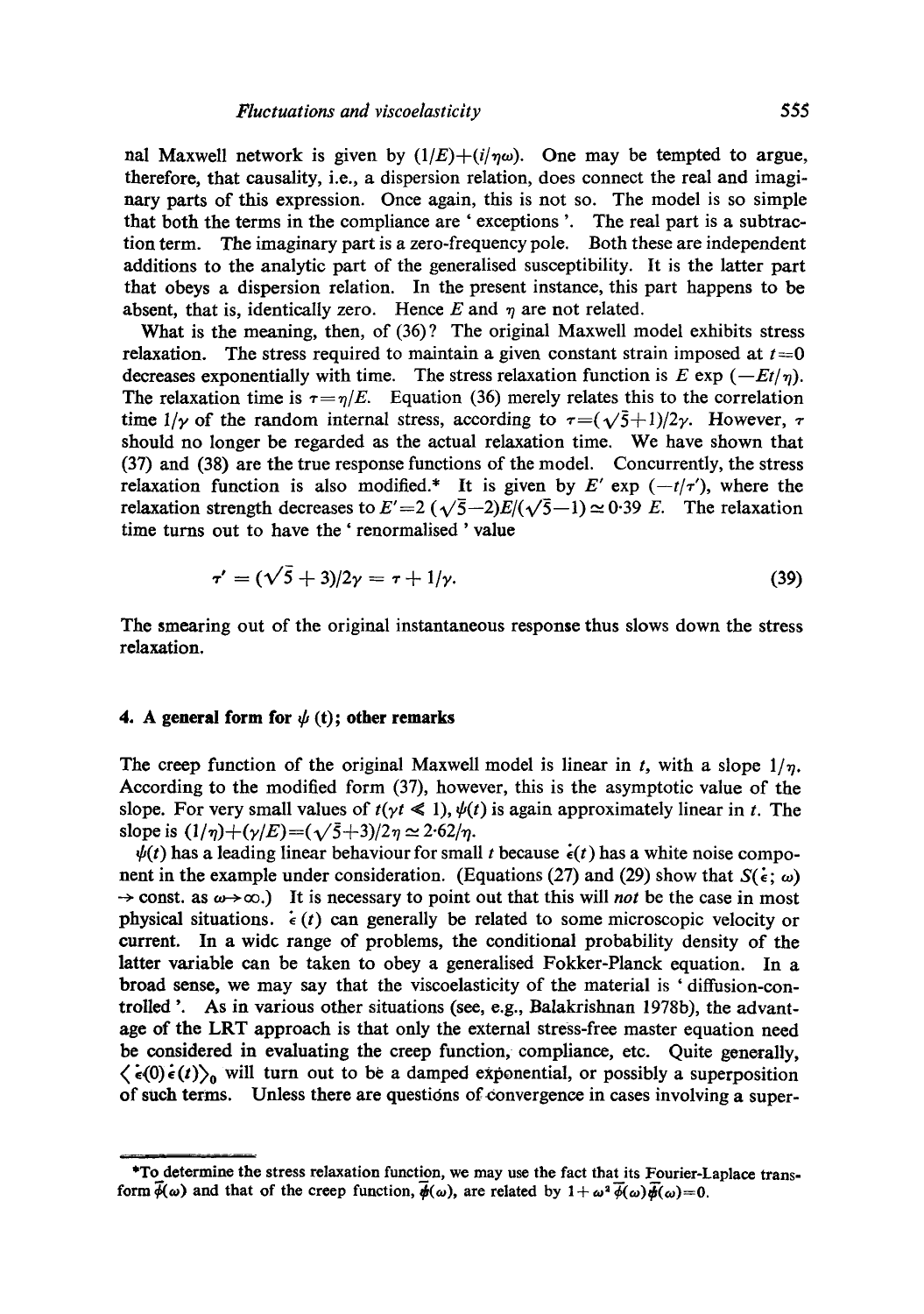nal Maxwell network is given by $(1/E)+(i/\eta\omega)$. One may be tempted to argue, therefore, that causality, i.e., a dispersion relation, does connect the real and imaginary parts of this expression. Once again, this is not so. The model is so simple that both the terms in the compliance are 'exceptions'. The real part is a subtraction term. The imaginary part is a zero-frequency pole. Both these are independent additions to the analytic part of the generalised susceptibility. It is the latter part that obeys a dispersion relation. In the present instance, this part happens to be absent, that is, identically zero. Hence $E$ and $\eta$ are not related.

What is the meaning, then, of (36)? The original Maxwell model exhibits stress relaxation. The stress required to maintain a given constant strain imposed at $t=0$ decreases exponentially with time. The stress relaxation function is $E \exp(-Et/\eta)$. The relaxation time is $\tau=\eta/E$. Equation (36) merely relates this to the correlation time $1/\gamma$ of the random internal stress, according to $\tau=(\sqrt{5}+1)/2\gamma$. However, $\tau$ should no longer be regarded as the actual relaxation time. We have shown that (37) and (38) are the true response functions of the model. Concurrently, the stress relaxation function is also modified.* It is given by $E' \exp(-t/\tau')$, where the relaxation strength decreases to $E'=2(\sqrt{5}-2)E/(\sqrt{5}-1) \simeq 0{\cdot}39\,E$. The relaxation time turns out to have the 'renormalised' value

$$\tau' = (\sqrt{5}+3)/2\gamma = \tau + 1/\gamma. \tag{39}$$

The smearing out of the original instantaneous response thus slows down the stress relaxation.

## 4. A general form for $\psi(t)$; other remarks

The creep function of the original Maxwell model is linear in $t$, with a slope $1/\eta$. According to the modified form (37), however, this is the asymptotic value of the slope. For very small values of $t\,(\gamma t \ll 1)$, $\psi(t)$ is again approximately linear in $t$. The slope is $(1/\eta)+(\gamma/E)=(\sqrt{5}+3)/2\eta \simeq 2{\cdot}62/\eta$.

$\psi(t)$ has a leading linear behaviour for small $t$ because $\dot{\epsilon}(t)$ has a white noise component in the example under consideration. (Equations (27) and (29) show that $S(\dot{\epsilon};\omega) \to$ const. as $\omega\to\infty$.) It is necessary to point out that this will *not* be the case in most physical situations. $\dot{\epsilon}(t)$ can generally be related to some microscopic velocity or current. In a wide range of problems, the conditional probability density of the latter variable can be taken to obey a generalised Fokker-Planck equation. In a broad sense, we may say that the viscoelasticity of the material is 'diffusion-controlled'. As in various other situations (see, e.g., Balakrishnan 1978b), the advantage of the LRT approach is that only the external stress-free master equation need be considered in evaluating the creep function, compliance, etc. Quite generally, $\langle \dot{\epsilon}(0)\dot{\epsilon}(t)\rangle_0$ will turn out to be a damped exponential, or possibly a superposition of such terms. Unless there are questions of convergence in cases involving a super-

*To determine the stress relaxation function, we may use the fact that its Fourier-Laplace transform $\bar{\phi}(\omega)$ and that of the creep function, $\bar{\psi}(\omega)$, are related by $1+\omega^2\bar{\phi}(\omega)\bar{\psi}(\omega)=0$.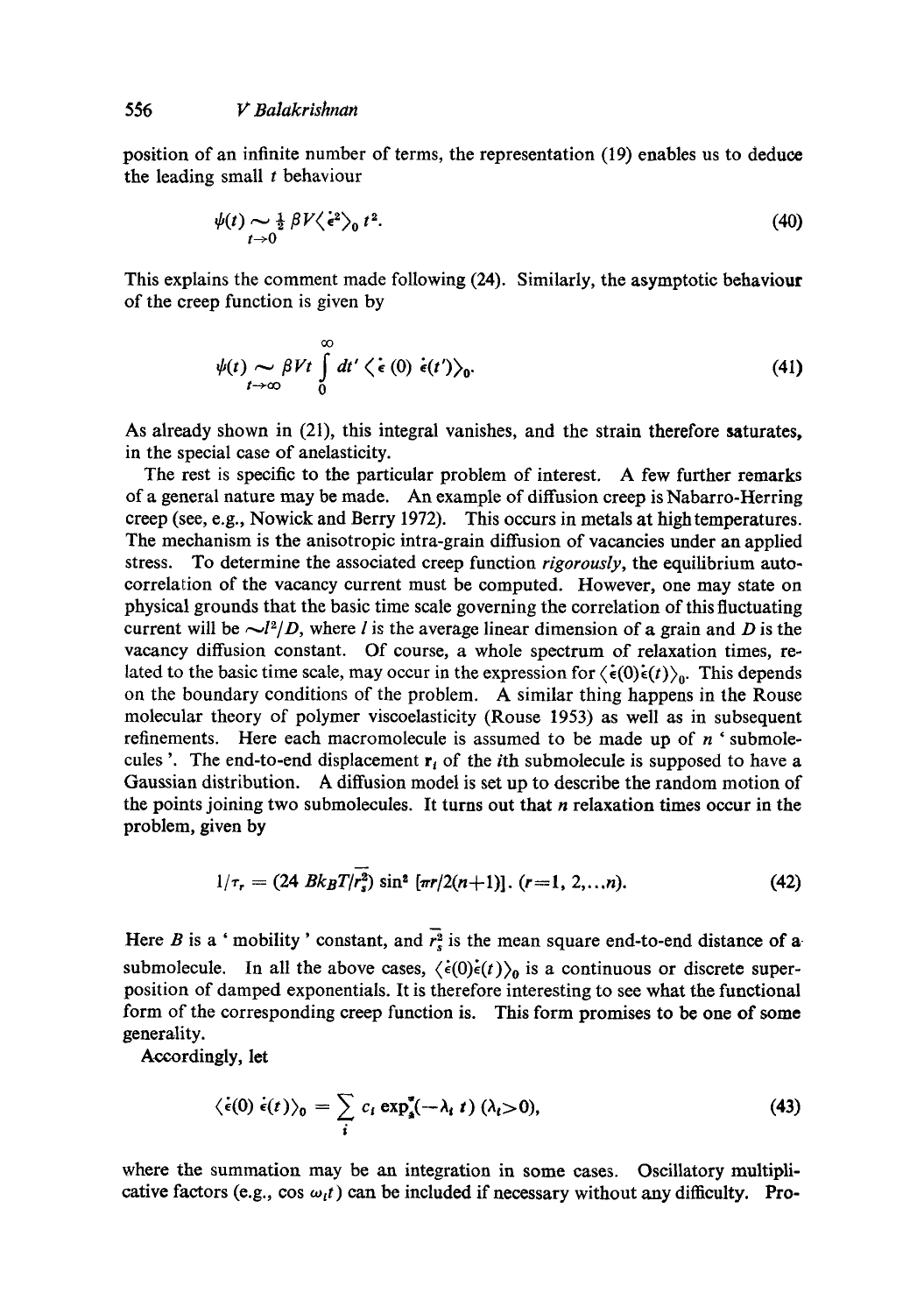position of an infinite number of terms, the representation (19) enables us to deduce the leading small $t$ behaviour

$$\psi(t) \underset{t\to 0}{\sim} \tfrac{1}{2}\, \beta V \langle \dot{\epsilon}^2 \rangle_0\, t^2. \tag{40}$$

This explains the comment made following (24). Similarly, the asymptotic behaviour of the creep function is given by

$$\psi(t) \underset{t\to\infty}{\sim} \beta V t \int_0^{\infty} dt' \,\langle \dot{\epsilon}\,(0)\, \dot{\epsilon}(t') \rangle_0. \tag{41}$$

As already shown in (21), this integral vanishes, and the strain therefore saturates, in the special case of anelasticity.

The rest is specific to the particular problem of interest. A few further remarks of a general nature may be made. An example of diffusion creep is Nabarro-Herring creep (see, e.g., Nowick and Berry 1972). This occurs in metals at high temperatures. The mechanism is the anisotropic intra-grain diffusion of vacancies under an applied stress. To determine the associated creep function *rigorously*, the equilibrium auto-correlation of the vacancy current must be computed. However, one may state on physical grounds that the basic time scale governing the correlation of this fluctuating current will be $\sim l^2/D$, where $l$ is the average linear dimension of a grain and $D$ is the vacancy diffusion constant. Of course, a whole spectrum of relaxation times, related to the basic time scale, may occur in the expression for $\langle \dot{\epsilon}(0)\dot{\epsilon}(t)\rangle_0$. This depends on the boundary conditions of the problem. A similar thing happens in the Rouse molecular theory of polymer viscoelasticity (Rouse 1953) as well as in subsequent refinements. Here each macromolecule is assumed to be made up of $n$ ' submolecules '. The end-to-end displacement $\mathbf{r}_i$ of the $i$th submolecule is supposed to have a Gaussian distribution. A diffusion model is set up to describe the random motion of the points joining two submolecules. It turns out that $n$ relaxation times occur in the problem, given by

$$1/\tau_r = (24\, B k_B T/\overline{r_s^2})\, \sin^2 [\pi r/2(n+1)].\; (r = 1, 2, \ldots, n). \tag{42}$$

Here $B$ is a ' mobility ' constant, and $\overline{r_s^2}$ is the mean square end-to-end distance of a submolecule. In all the above cases, $\langle \dot{\epsilon}(0)\dot{\epsilon}(t)\rangle_0$ is a continuous or discrete superposition of damped exponentials. It is therefore interesting to see what the functional form of the corresponding creep function is. This form promises to be one of some generality.

Accordingly, let

$$\langle \dot{\epsilon}(0)\, \dot{\epsilon}(t) \rangle_0 = \sum_i c_i \exp(-\lambda_i\, t)\; (\lambda_i > 0), \tag{43}$$

where the summation may be an integration in some cases. Oscillatory multiplicative factors (e.g., $\cos \omega_i t$) can be included if necessary without any difficulty. Pro-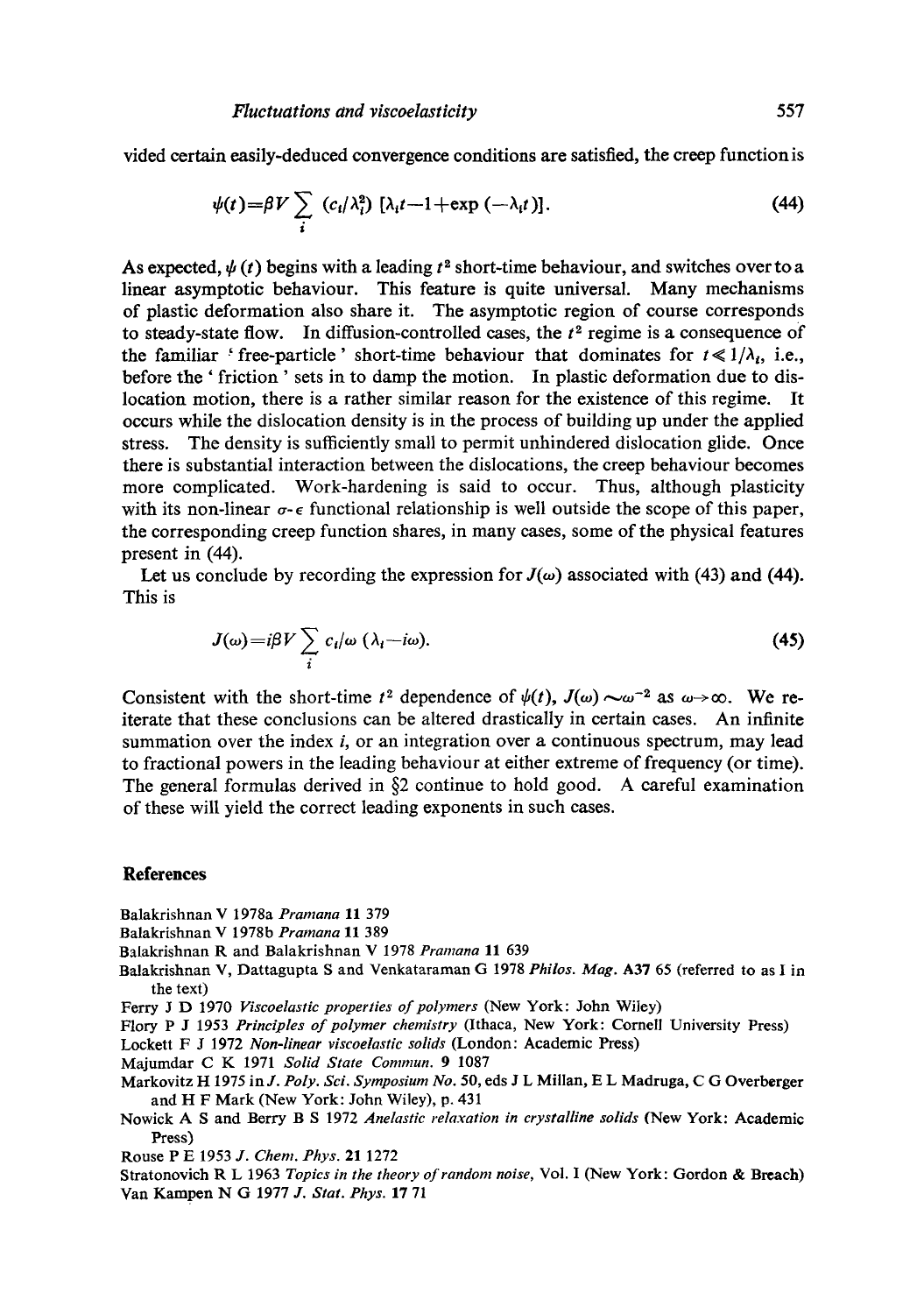vided certain easily-deduced convergence conditions are satisfied, the creep function is

$$\psi(t)=\beta V \sum_i (c_i/\lambda_i^2) [\lambda_i t - 1 + \exp(-\lambda_i t)]. \tag{44}$$

As expected, $\psi(t)$ begins with a leading $t^2$ short-time behaviour, and switches over to a linear asymptotic behaviour. This feature is quite universal. Many mechanisms of plastic deformation also share it. The asymptotic region of course corresponds to steady-state flow. In diffusion-controlled cases, the $t^2$ regime is a consequence of the familiar 'free-particle' short-time behaviour that dominates for $t \ll 1/\lambda_i$, i.e., before the 'friction' sets in to damp the motion. In plastic deformation due to dislocation motion, there is a rather similar reason for the existence of this regime. It occurs while the dislocation density is in the process of building up under the applied stress. The density is sufficiently small to permit unhindered dislocation glide. Once there is substantial interaction between the dislocations, the creep behaviour becomes more complicated. Work-hardening is said to occur. Thus, although plasticity with its non-linear $\sigma$-$\epsilon$ functional relationship is well outside the scope of this paper, the corresponding creep function shares, in many cases, some of the physical features present in (44).

Let us conclude by recording the expression for $J(\omega)$ associated with (43) and (44). This is

$$J(\omega)=i\beta V \sum_i c_i/\omega\,(\lambda_i - i\omega). \tag{45}$$

Consistent with the short-time $t^2$ dependence of $\psi(t)$, $J(\omega) \sim \omega^{-2}$ as $\omega \to \infty$. We reiterate that these conclusions can be altered drastically in certain cases. An infinite summation over the index $i$, or an integration over a continuous spectrum, may lead to fractional powers in the leading behaviour at either extreme of frequency (or time). The general formulas derived in §2 continue to hold good. A careful examination of these will yield the correct leading exponents in such cases.

## References

Balakrishnan V 1978a *Pramana* **11** 379

Balakrishnan V 1978b *Pramana* **11** 389

Balakrishnan R and Balakrishnan V 1978 *Pramana* **11** 639

Balakrishnan V, Dattagupta S and Venkataraman G 1978 *Philos. Mag.* **A37** 65 (referred to as I in the text)

Ferry J D 1970 *Viscoelastic properties of polymers* (New York: John Wiley)

Flory P J 1953 *Principles of polymer chemistry* (Ithaca, New York: Cornell University Press)

Lockett F J 1972 *Non-linear viscoelastic solids* (London: Academic Press)

Majumdar C K 1971 *Solid State Commun.* **9** 1087

Markovitz H 1975 in *J. Poly. Sci. Symposium No.* 50, eds J L Millan, E L Madruga, C G Overberger and H F Mark (New York: John Wiley), p. 431

Nowick A S and Berry B S 1972 *Anelastic relaxation in crystalline solids* (New York: Academic Press)

Rouse P E 1953 *J. Chem. Phys.* **21** 1272

Stratonovich R L 1963 *Topics in the theory of random noise*, Vol. I (New York: Gordon & Breach)

Van Kampen N G 1977 *J. Stat. Phys.* **17** 71